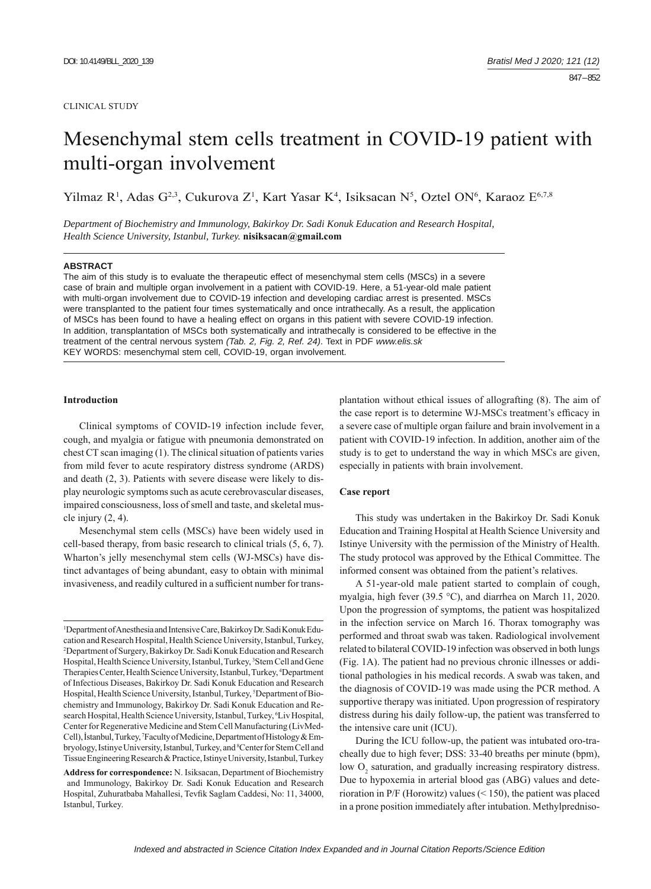CLINICAL STUDY

# Mesenchymal stem cells treatment in COVID-19 patient with multi-organ involvement

Yilmaz R[1], Adas G[2,3], Cukurova Z[1], Kart Yasar K[4], Isiksacan N[5], Oztel ON[6], Karaoz E[6,7,8]

*Department of Biochemistry and Immunology, Bakirkoy Dr. Sadi Konuk Education and Research Hospital, Health Science University, Istanbul, Turkey.* **nisiksacan@gmail.com**

## ABSTRACT

The aim of this study is to evaluate the therapeutic effect of mesenchymal stem cells (MSCs) in a severe case of brain and multiple organ involvement in a patient with COVID-19. Here, a 51-year-old male patient with multi-organ involvement due to COVID-19 infection and developing cardiac arrest is presented. MSCs were transplanted to the patient four times systematically and once intrathecally. As a result, the application of MSCs has been found to have a healing effect on organs in this patient with severe COVID-19 infection. In addition, transplantation of MSCs both systematically and intrathecally is considered to be effective in the treatment of the central nervous system *(Tab. 2, Fig. 2, Ref. 24)*. Text in PDF *www.elis.sk*

KEY WORDS: mesenchymal stem cell, COVID-19, organ involvement.

## Introduction

Clinical symptoms of COVID-19 infection include fever, cough, and myalgia or fatigue with pneumonia demonstrated on chest CT scan imaging (1). The clinical situation of patients varies from mild fever to acute respiratory distress syndrome (ARDS) and death (2, 3). Patients with severe disease were likely to display neurologic symptoms such as acute cerebrovascular diseases, impaired consciousness, loss of smell and taste, and skeletal muscle injury (2, 4).

Mesenchymal stem cells (MSCs) have been widely used in cell-based therapy, from basic research to clinical trials (5, 6, 7). Wharton's jelly mesenchymal stem cells (WJ-MSCs) have distinct advantages of being abundant, easy to obtain with minimal invasiveness, and readily cultured in a sufficient number for transplantation without ethical issues of allografting (8). The aim of the case report is to determine WJ-MSCs treatment's efficacy in a severe case of multiple organ failure and brain involvement in a patient with COVID-19 infection. In addition, another aim of the study is to get to understand the way in which MSCs are given, especially in patients with brain involvement.

## Case report

This study was undertaken in the Bakirkoy Dr. Sadi Konuk Education and Training Hospital at Health Science University and Istinye University with the permission of the Ministry of Health. The study protocol was approved by the Ethical Committee. The informed consent was obtained from the patient's relatives.

A 51-year-old male patient started to complain of cough, myalgia, high fever (39.5 °C), and diarrhea on March 11, 2020. Upon the progression of symptoms, the patient was hospitalized in the infection service on March 16. Thorax tomography was performed and throat swab was taken. Radiological involvement related to bilateral COVID-19 infection was observed in both lungs (Fig. 1A). The patient had no previous chronic illnesses or additional pathologies in his medical records. A swab was taken, and the diagnosis of COVID-19 was made using the PCR method. A supportive therapy was initiated. Upon progression of respiratory distress during his daily follow-up, the patient was transferred to the intensive care unit (ICU).

During the ICU follow-up, the patient was intubated oro-tracheally due to high fever; DSS: 33-40 breaths per minute (bpm), low $O_2$ saturation, and gradually increasing respiratory distress. Due to hypoxemia in arterial blood gas (ABG) values and deterioration in P/F (Horowitz) values (< 150), the patient was placed in a prone position immediately after intubation. Methylpredniso-

[1]Department of Anesthesia and Intensive Care, Bakirkoy Dr. Sadi Konuk Education and Research Hospital, Health Science University, Istanbul, Turkey, [2]Department of Surgery, Bakirkoy Dr. Sadi Konuk Education and Research Hospital, Health Science University, Istanbul, Turkey, [3]Stem Cell and Gene Therapies Center, Health Science University, Istanbul, Turkey, [4]Department of Infectious Diseases, Bakirkoy Dr. Sadi Konuk Education and Research Hospital, Health Science University, Istanbul, Turkey, [5]Department of Biochemistry and Immunology, Bakirkoy Dr. Sadi Konuk Education and Research Hospital, Health Science University, Istanbul, Turkey, [6]Liv Hospital, Center for Regenerative Medicine and Stem Cell Manufacturing (LivMedCell), İstanbul, Turkey, [7]Faculty of Medicine, Department of Histology & Embryology, Istinye University, Istanbul, Turkey, and [8]Center for Stem Cell and Tissue Engineering Research & Practice, Istinye University, Istanbul, Turkey

**Address for correspondence:** N. Isiksacan, Department of Biochemistry and Immunology, Bakirkoy Dr. Sadi Konuk Education and Research Hospital, Zuhuratbaba Mahallesi, Tevfik Saglam Caddesi, No: 11, 34000, Istanbul, Turkey.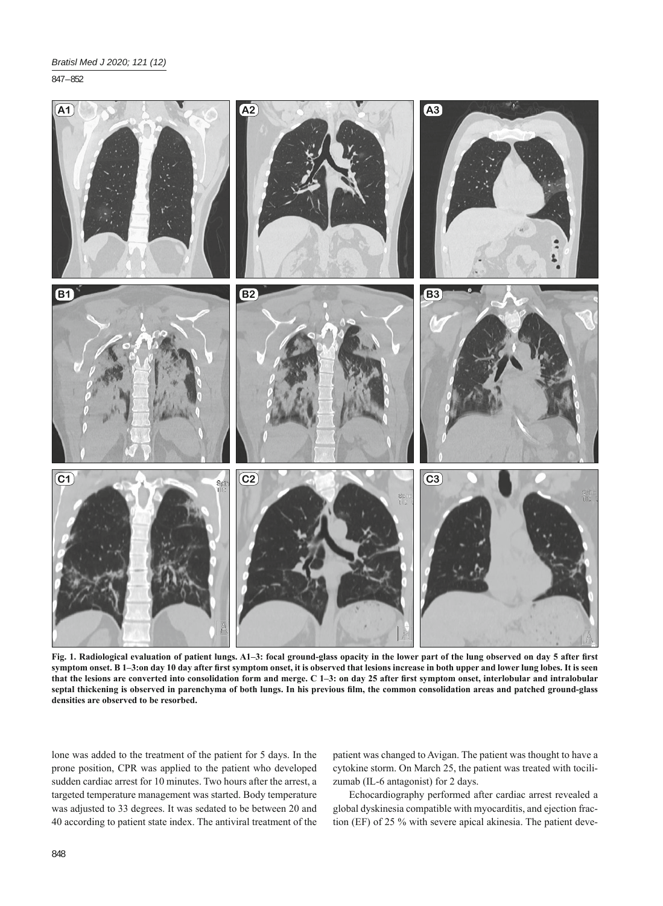**Fig. 1. Radiological evaluation of patient lungs. A1–3: focal ground-glass opacity in the lower part of the lung observed on day 5 after first symptom onset. B 1–3:on day 10 day after first symptom onset, it is observed that lesions increase in both upper and lower lung lobes. It is seen that the lesions are converted into consolidation form and merge. C 1–3: on day 25 after first symptom onset, interlobular and intralobular septal thickening is observed in parenchyma of both lungs. In his previous film, the common consolidation areas and patched ground-glass densities are observed to be resorbed.**

lone was added to the treatment of the patient for 5 days. In the prone position, CPR was applied to the patient who developed sudden cardiac arrest for 10 minutes. Two hours after the arrest, a targeted temperature management was started. Body temperature was adjusted to 33 degrees. It was sedated to be between 20 and 40 according to patient state index. The antiviral treatment of the patient was changed to Avigan. The patient was thought to have a cytokine storm. On March 25, the patient was treated with tocilizumab (IL-6 antagonist) for 2 days.

Echocardiography performed after cardiac arrest revealed a global dyskinesia compatible with myocarditis, and ejection fraction (EF) of 25 % with severe apical akinesia. The patient deve-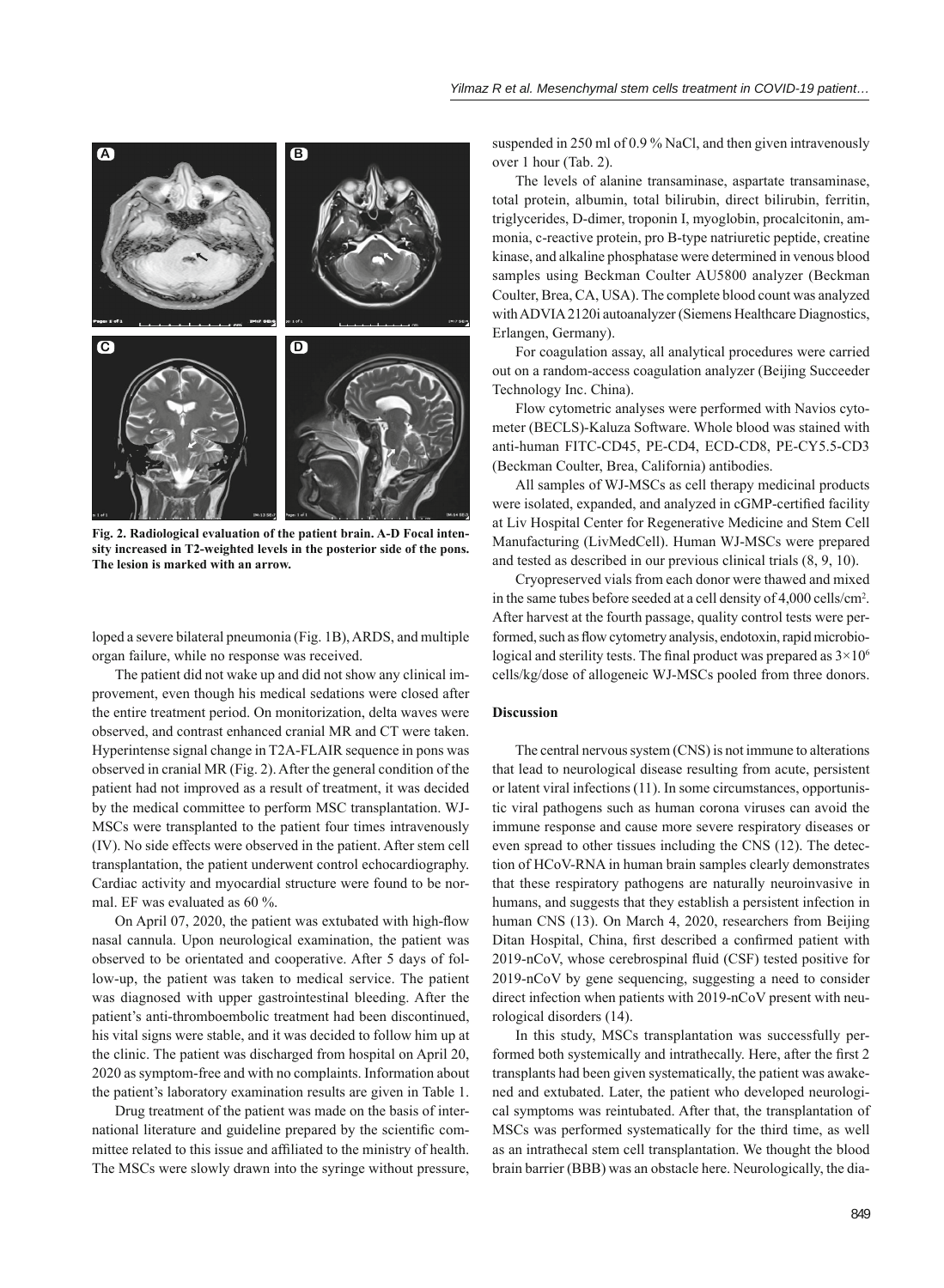Fig. 2. Radiological evaluation of the patient brain. A-D Focal intensity increased in T2-weighted levels in the posterior side of the pons. The lesion is marked with an arrow.

loped a severe bilateral pneumonia (Fig. 1B), ARDS, and multiple organ failure, while no response was received.

The patient did not wake up and did not show any clinical improvement, even though his medical sedations were closed after the entire treatment period. On monitorization, delta waves were observed, and contrast enhanced cranial MR and CT were taken. Hyperintense signal change in T2A-FLAIR sequence in pons was observed in cranial MR (Fig. 2). After the general condition of the patient had not improved as a result of treatment, it was decided by the medical committee to perform MSC transplantation. WJ-MSCs were transplanted to the patient four times intravenously (IV). No side effects were observed in the patient. After stem cell transplantation, the patient underwent control echocardiography. Cardiac activity and myocardial structure were found to be normal. EF was evaluated as 60 %.

On April 07, 2020, the patient was extubated with high-flow nasal cannula. Upon neurological examination, the patient was observed to be orientated and cooperative. After 5 days of follow-up, the patient was taken to medical service. The patient was diagnosed with upper gastrointestinal bleeding. After the patient's anti-thromboembolic treatment had been discontinued, his vital signs were stable, and it was decided to follow him up at the clinic. The patient was discharged from hospital on April 20, 2020 as symptom-free and with no complaints. Information about the patient's laboratory examination results are given in Table 1.

Drug treatment of the patient was made on the basis of international literature and guideline prepared by the scientific committee related to this issue and affiliated to the ministry of health. The MSCs were slowly drawn into the syringe without pressure, suspended in 250 ml of 0.9 % NaCl, and then given intravenously over 1 hour (Tab. 2).

The levels of alanine transaminase, aspartate transaminase, total protein, albumin, total bilirubin, direct bilirubin, ferritin, triglycerides, D-dimer, troponin I, myoglobin, procalcitonin, ammonia, c-reactive protein, pro B-type natriuretic peptide, creatine kinase, and alkaline phosphatase were determined in venous blood samples using Beckman Coulter AU5800 analyzer (Beckman Coulter, Brea, CA, USA). The complete blood count was analyzed with ADVIA 2120i autoanalyzer (Siemens Healthcare Diagnostics, Erlangen, Germany).

For coagulation assay, all analytical procedures were carried out on a random-access coagulation analyzer (Beijing Succeeder Technology Inc. China).

Flow cytometric analyses were performed with Navios cytometer (BECLS)-Kaluza Software. Whole blood was stained with anti-human FITC-CD45, PE-CD4, ECD-CD8, PE-CY5.5-CD3 (Beckman Coulter, Brea, California) antibodies.

All samples of WJ-MSCs as cell therapy medicinal products were isolated, expanded, and analyzed in cGMP-certified facility at Liv Hospital Center for Regenerative Medicine and Stem Cell Manufacturing (LivMedCell). Human WJ-MSCs were prepared and tested as described in our previous clinical trials (8, 9, 10).

Cryopreserved vials from each donor were thawed and mixed in the same tubes before seeded at a cell density of 4,000 cells/cm$^2$. After harvest at the fourth passage, quality control tests were performed, such as flow cytometry analysis, endotoxin, rapid microbiological and sterility tests. The final product was prepared as $3\times10^6$ cells/kg/dose of allogeneic WJ-MSCs pooled from three donors.

## Discussion

The central nervous system (CNS) is not immune to alterations that lead to neurological disease resulting from acute, persistent or latent viral infections (11). In some circumstances, opportunistic viral pathogens such as human corona viruses can avoid the immune response and cause more severe respiratory diseases or even spread to other tissues including the CNS (12). The detection of HCoV-RNA in human brain samples clearly demonstrates that these respiratory pathogens are naturally neuroinvasive in humans, and suggests that they establish a persistent infection in human CNS (13). On March 4, 2020, researchers from Beijing Ditan Hospital, China, first described a confirmed patient with 2019-nCoV, whose cerebrospinal fluid (CSF) tested positive for 2019-nCoV by gene sequencing, suggesting a need to consider direct infection when patients with 2019-nCoV present with neurological disorders (14).

In this study, MSCs transplantation was successfully performed both systemically and intrathecally. Here, after the first 2 transplants had been given systematically, the patient was awakened and extubated. Later, the patient who developed neurological symptoms was reintubated. After that, the transplantation of MSCs was performed systematically for the third time, as well as an intrathecal stem cell transplantation. We thought the blood brain barrier (BBB) was an obstacle here. Neurologically, the dia-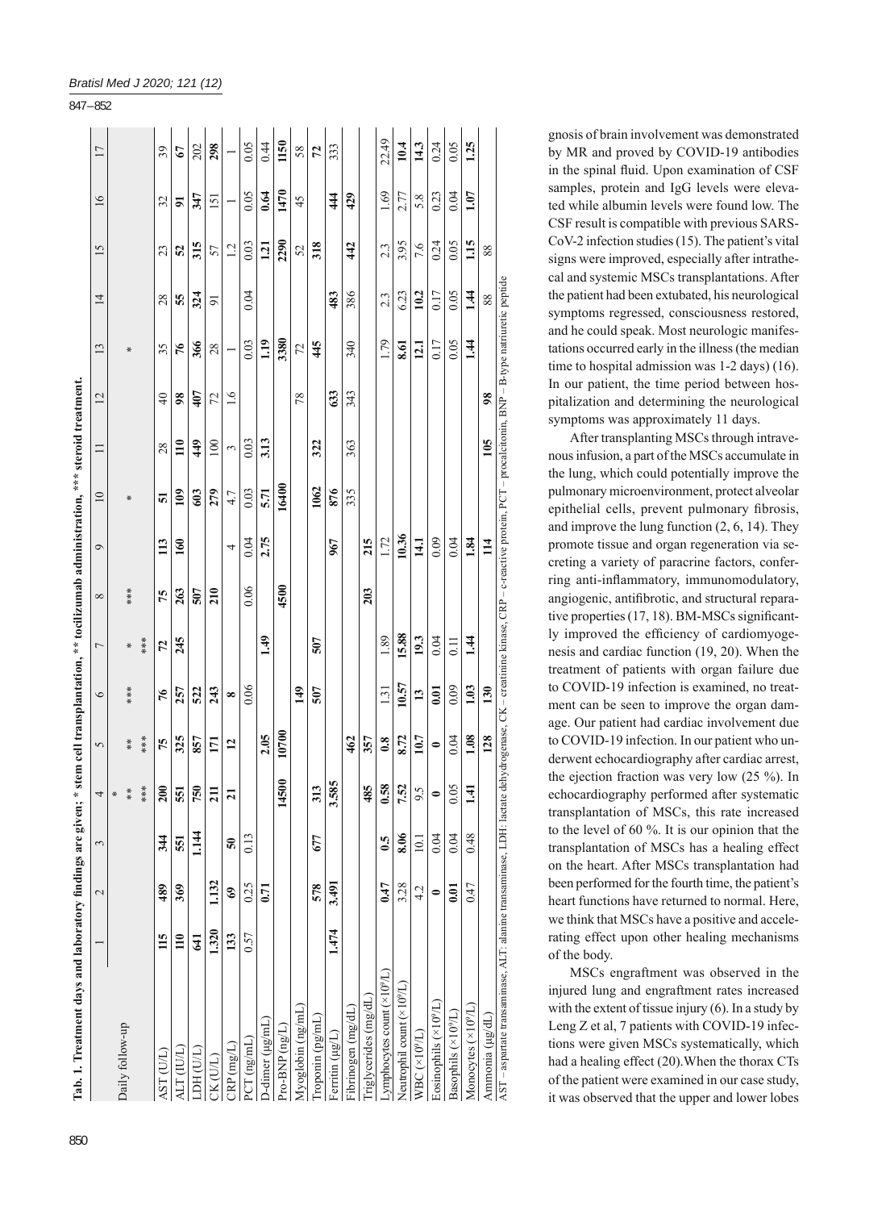**Tab. 1. Treatment days and laboratory findings are given; * stem cell transplantation, ** tocilizumab administration, *** steroid treatment.**

| Daily follow-up | 1 | 2 | 3 | 4 | 5 | 6 | 7 | 8 | 9 | 10 | 11 | 12 | 13 | 14 | 15 | 16 | 17 |
|---|---|---|---|---|---|---|---|---|---|---|---|---|---|---|---|---|---|
| | | | | * ** *** | ** *** | *** | * *** | *** | | * | | | * | | | | |
| AST (U/L) | 115 | 489 | 344 | 200 | 75 | 76 | 72 | 75 | 113 | 51 | 28 | 40 | 35 | 28 | 23 | 32 | 39 |
| ALT (IU/L) | 110 | 369 | 551 | 551 | 325 | 257 | 245 | 263 | 160 | 109 | 110 | 98 | 76 | 55 | 52 | 91 | 67 |
| LDH (U/L) | 641 | | 1.144 | 750 | 857 | 522 | | 507 | | 603 | 449 | 407 | 366 | 324 | 315 | 347 | 202 |
| CK (U/L) | 1.320 | 1.132 | | 211 | 171 | 243 | | 210 | | 279 | 100 | 72 | 28 | 91 | 57 | 151 | 298 |
| CRP (mg/L) | 133 | 69 | 50 | 21 | 12 | 8 | | | 4 | 4.7 | 3 | 1.6 | 1 | | 1.2 | 1 | 1 |
| PCT (ng/mL) | 0.57 | 0.25 | 0.13 | | | 0.06 | | 0.06 | 0.04 | 0.03 | 0.03 | | 0.03 | 0.04 | 0.03 | 0.05 | 0.05 |
| D-dimer (µg/mL) | | 0.71 | | | 2.05 | | 1.49 | | 2.75 | 5.71 | 3.13 | | 1.19 | | 1.21 | 0.64 | 0.44 |
| Pro-BNP (ng/L) | | | | 14500 | 10700 | | | 4500 | | 16400 | | | 3380 | | 2290 | 1470 | 1150 |
| Myoglobin (ng/mL) | | | | | | 149 | | | | | | 78 | 72 | | 52 | 45 | 58 |
| Troponin (pg/mL) | | 578 | 677 | 313 | | 507 | 507 | | | 1062 | 322 | | 445 | | 318 | | 72 |
| Ferritin (µg/L) | 1.474 | 3.491 | | 3.585 | | | | | 967 | 876 | | 633 | | 483 | | 444 | 333 |
| Fibrinogen (mg/dL) | | | | | 462 | | | | | 335 | 363 | 343 | 340 | 386 | 442 | 429 | |
| Triglycerides (mg/dL) | | | | 485 | 357 | | | 203 | 215 | | | | | | | | |
| Lymphocytes count (×10⁹/L) | | 0.47 | 0.5 | 0.58 | 0.8 | 1.31 | 1.89 | | 1.72 | | | | 1.79 | 2.3 | 2.3 | 1.69 | 22.49 |
| Neutrophil count (×10⁹/L) | | 3.28 | 8.06 | 7.52 | 8.72 | 10.57 | 15.88 | | 10.36 | | | | 8.61 | 6.23 | 3.95 | 2.77 | 10.4 |
| WBC (×10⁹/L) | | 4.2 | 10.1 | 9.5 | 10.7 | 13 | 19.3 | | 14.1 | | | | 12.1 | 10.2 | 7.6 | 5.8 | 14.3 |
| Eosinophils (×10⁹/L) | | 0 | 0.04 | 0 | 0 | 0.01 | 0.04 | | 0.09 | | | | 0.17 | 0.17 | 0.24 | 0.23 | 0.24 |
| Basophils (×10⁹/L) | | 0.01 | 0.04 | 0.05 | 0.04 | 0.09 | 0.11 | | 0.04 | | | | 0.05 | 0.05 | 0.05 | 0.04 | 0.05 |
| Monocytes (×10⁹/L) | | 0.47 | 0.48 | 1.41 | 1.08 | 1.03 | 1.44 | | 1.84 | | | | 1.44 | 1.44 | 1.15 | 1.07 | 1.25 |
| Ammonia (µg/dL) | | | | | 128 | 130 | | | 114 | | 105 | 98 | | 88 | 88 | | |

AST – aspartate transaminase, ALT: alanine transaminase, LDH: lactate dehydrogenase, CK – creatinine kinase, CRP – c-reactive protein, PCT – procalcitonin, BNP – B-type natriuretic peptide

gnosis of brain involvement was demonstrated by MR and proved by COVID-19 antibodies in the spinal fluid. Upon examination of CSF samples, protein and IgG levels were elevated while albumin levels were found low. The CSF result is compatible with previous SARS-CoV-2 infection studies (15). The patient's vital signs were improved, especially after intrathecal and systemic MSCs transplantations. After the patient had been extubated, his neurological symptoms regressed, consciousness restored, and he could speak. Most neurologic manifestations occurred early in the illness (the median time to hospital admission was 1-2 days) (16). In our patient, the time period between hospitalization and determining the neurological symptoms was approximately 11 days.

After transplanting MSCs through intravenous infusion, a part of the MSCs accumulate in the lung, which could potentially improve the pulmonary microenvironment, protect alveolar epithelial cells, prevent pulmonary fibrosis, and improve the lung function (2, 6, 14). They promote tissue and organ regeneration via secreting a variety of paracrine factors, conferring anti-inflammatory, immunomodulatory, angiogenic, antifibrotic, and structural reparative properties (17, 18). BM-MSCs significantly improved the efficiency of cardiomyogenesis and cardiac function (19, 20). When the treatment of patients with organ failure due to COVID-19 infection is examined, no treatment can be seen to improve the organ damage. Our patient had cardiac involvement due to COVID-19 infection. In our patient who underwent echocardiography after cardiac arrest, the ejection fraction was very low (25 %). In echocardiography performed after systematic transplantation of MSCs, this rate increased to the level of 60 %. It is our opinion that the transplantation of MSCs has a healing effect on the heart. After MSCs transplantation had been performed for the fourth time, the patient's heart functions have returned to normal. Here, we think that MSCs have a positive and accelerating effect upon other healing mechanisms of the body.

MSCs engraftment was observed in the injured lung and engraftment rates increased with the extent of tissue injury (6). In a study by Leng Z et al, 7 patients with COVID-19 infections were given MSCs systematically, which had a healing effect (20). When the thorax CTs of the patient were examined in our case study, it was observed that the upper and lower lobes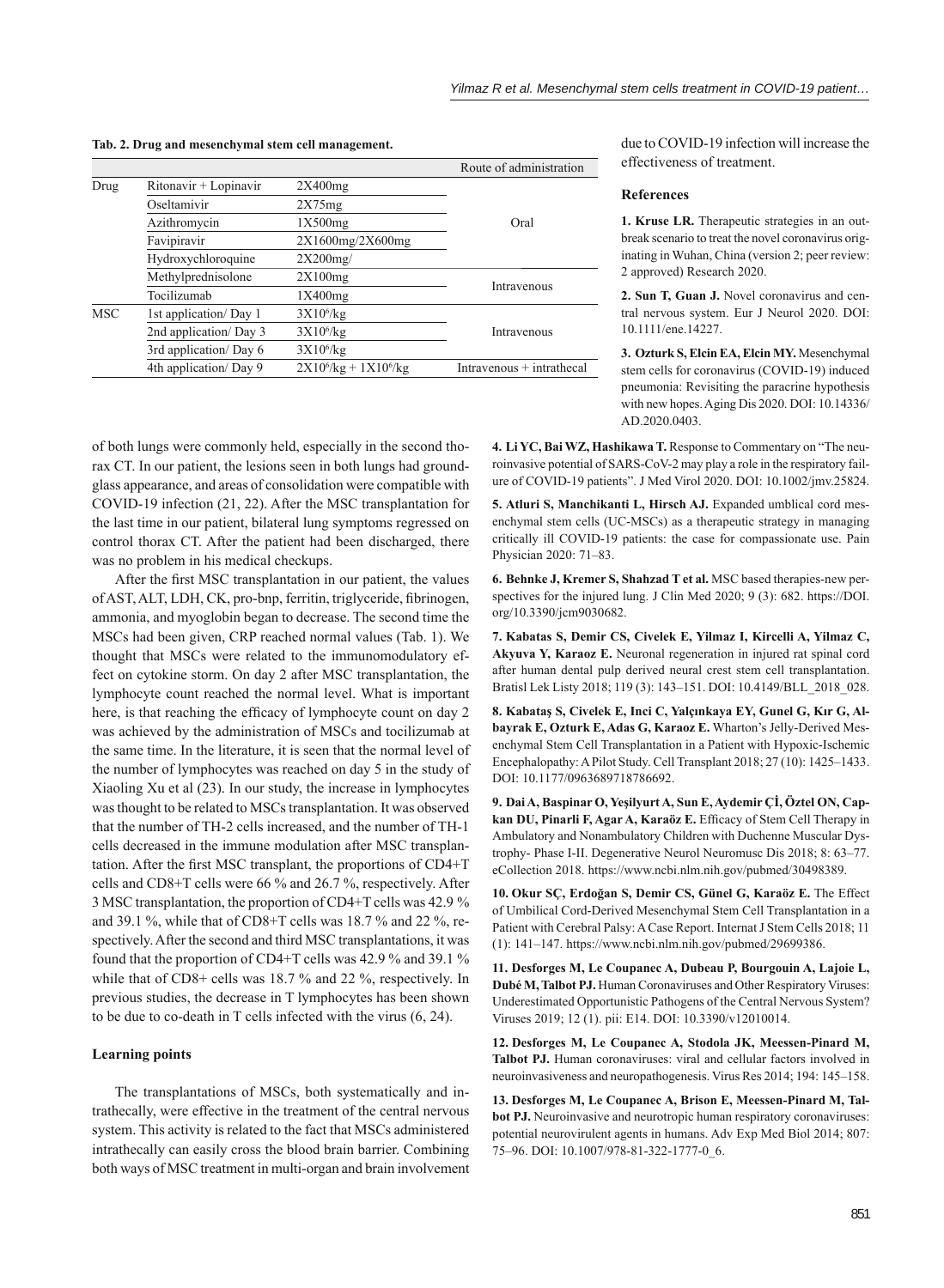**Tab. 2. Drug and mesenchymal stem cell management.**

| | | | Route of administration |
|---|---|---|---|
| Drug | Ritonavir + Lopinavir | 2X400mg | Oral |
| | Oseltamivir | 2X75mg | |
| | Azithromycin | 1X500mg | |
| | Favipiravir | 2X1600mg/2X600mg | |
| | Hydroxychloroquine | 2X200mg/ | |
| | Methylprednisolone | 2X100mg | Intravenous |
| | Tocilizumab | 1X400mg | |
| MSC | 1st application/ Day 1 | $3X10^6$/kg | Intravenous |
| | 2nd application/ Day 3 | $3X10^6$/kg | |
| | 3rd application/ Day 6 | $3X10^6$/kg | |
| | 4th application/ Day 9 | $2X10^6$/kg + $1X10^6$/kg | Intravenous + intrathecal |

of both lungs were commonly held, especially in the second thorax CT. In our patient, the lesions seen in both lungs had ground-glass appearance, and areas of consolidation were compatible with COVID-19 infection (21, 22). After the MSC transplantation for the last time in our patient, bilateral lung symptoms regressed on control thorax CT. After the patient had been discharged, there was no problem in his medical checkups.

After the first MSC transplantation in our patient, the values of AST, ALT, LDH, CK, pro-bnp, ferritin, triglyceride, fibrinogen, ammonia, and myoglobin began to decrease. The second time the MSCs had been given, CRP reached normal values (Tab. 1). We thought that MSCs were related to the immunomodulatory effect on cytokine storm. On day 2 after MSC transplantation, the lymphocyte count reached the normal level. What is important here, is that reaching the efficacy of lymphocyte count on day 2 was achieved by the administration of MSCs and tocilizumab at the same time. In the literature, it is seen that the normal level of the number of lymphocytes was reached on day 5 in the study of Xiaoling Xu et al (23). In our study, the increase in lymphocytes was thought to be related to MSCs transplantation. It was observed that the number of TH-2 cells increased, and the number of TH-1 cells decreased in the immune modulation after MSC transplantation. After the first MSC transplant, the proportions of CD4+T cells and CD8+T cells were 66 % and 26.7 %, respectively. After 3 MSC transplantation, the proportion of CD4+T cells was 42.9 % and 39.1 %, while that of CD8+T cells was 18.7 % and 22 %, respectively. After the second and third MSC transplantations, it was found that the proportion of CD4+T cells was 42.9 % and 39.1 % while that of CD8+ cells was 18.7 % and 22 %, respectively. In previous studies, the decrease in T lymphocytes has been shown to be due to co-death in T cells infected with the virus (6, 24).

### Learning points

The transplantations of MSCs, both systematically and intrathecally, were effective in the treatment of the central nervous system. This activity is related to the fact that MSCs administered intrathecally can easily cross the blood brain barrier. Combining both ways of MSC treatment in multi-organ and brain involvement due to COVID-19 infection will increase the effectiveness of treatment.

### References

**1. Kruse LR.** Therapeutic strategies in an outbreak scenario to treat the novel coronavirus originating in Wuhan, China (version 2; peer review: 2 approved) Research 2020.

**2. Sun T, Guan J.** Novel coronavirus and central nervous system. Eur J Neurol 2020. DOI: 10.1111/ene.14227.

**3. Ozturk S, Elcin EA, Elcin MY.** Mesenchymal stem cells for coronavirus (COVID-19) induced pneumonia: Revisiting the paracrine hypothesis with new hopes. Aging Dis 2020. DOI: 10.14336/AD.2020.0403.

**4. Li YC, Bai WZ, Hashikawa T.** Response to Commentary on "The neuroinvasive potential of SARS-CoV-2 may play a role in the respiratory failure of COVID-19 patients". J Med Virol 2020. DOI: 10.1002/jmv.25824.

**5. Atluri S, Manchikanti L, Hirsch AJ.** Expanded umblical cord mesenchymal stem cells (UC-MSCs) as a therapeutic strategy in managing critically ill COVID-19 patients: the case for compassionate use. Pain Physician 2020: 71–83.

**6. Behnke J, Kremer S, Shahzad T et al.** MSC based therapies-new perspectives for the injured lung. J Clin Med 2020; 9 (3): 682. https://DOI.org/10.3390/jcm9030682.

**7. Kabatas S, Demir CS, Civelek E, Yilmaz I, Kircelli A, Yilmaz C, Akyuva Y, Karaoz E.** Neuronal regeneration in injured rat spinal cord after human dental pulp derived neural crest stem cell transplantation. Bratisl Lek Listy 2018; 119 (3): 143–151. DOI: 10.4149/BLL_2018_028.

**8. Kabataş S, Civelek E, Inci C, Yalçınkaya EY, Gunel G, Kır G, Albayrak E, Ozturk E, Adas G, Karaoz E.** Wharton's Jelly-Derived Mesenchymal Stem Cell Transplantation in a Patient with Hypoxic-Ischemic Encephalopathy: A Pilot Study. Cell Transplant 2018; 27 (10): 1425–1433. DOI: 10.1177/0963689718786692.

**9. Dai A, Baspinar O, Yeşilyurt A, Sun E, Aydemir Çİ, Öztel ON, Capkan DU, Pinarli F, Agar A, Karaöz E.** Efficacy of Stem Cell Therapy in Ambulatory and Nonambulatory Children with Duchenne Muscular Dystrophy- Phase I-II. Degenerative Neurol Neuromusc Dis 2018; 8: 63–77. eCollection 2018. https://www.ncbi.nlm.nih.gov/pubmed/30498389.

**10. Okur SÇ, Erdoğan S, Demir CS, Günel G, Karaöz E.** The Effect of Umbilical Cord-Derived Mesenchymal Stem Cell Transplantation in a Patient with Cerebral Palsy: A Case Report. Internat J Stem Cells 2018; 11 (1): 141–147. https://www.ncbi.nlm.nih.gov/pubmed/29699386.

**11. Desforges M, Le Coupanec A, Dubeau P, Bourgouin A, Lajoie L, Dubé M, Talbot PJ.** Human Coronaviruses and Other Respiratory Viruses: Underestimated Opportunistic Pathogens of the Central Nervous System? Viruses 2019; 12 (1). pii: E14. DOI: 10.3390/v12010014.

**12. Desforges M, Le Coupanec A, Stodola JK, Meessen-Pinard M, Talbot PJ.** Human coronaviruses: viral and cellular factors involved in neuroinvasiveness and neuropathogenesis. Virus Res 2014; 194: 145–158.

**13. Desforges M, Le Coupanec A, Brison E, Meessen-Pinard M, Talbot PJ.** Neuroinvasive and neurotropic human respiratory coronaviruses: potential neurovirulent agents in humans. Adv Exp Med Biol 2014; 807: 75–96. DOI: 10.1007/978-81-322-1777-0_6.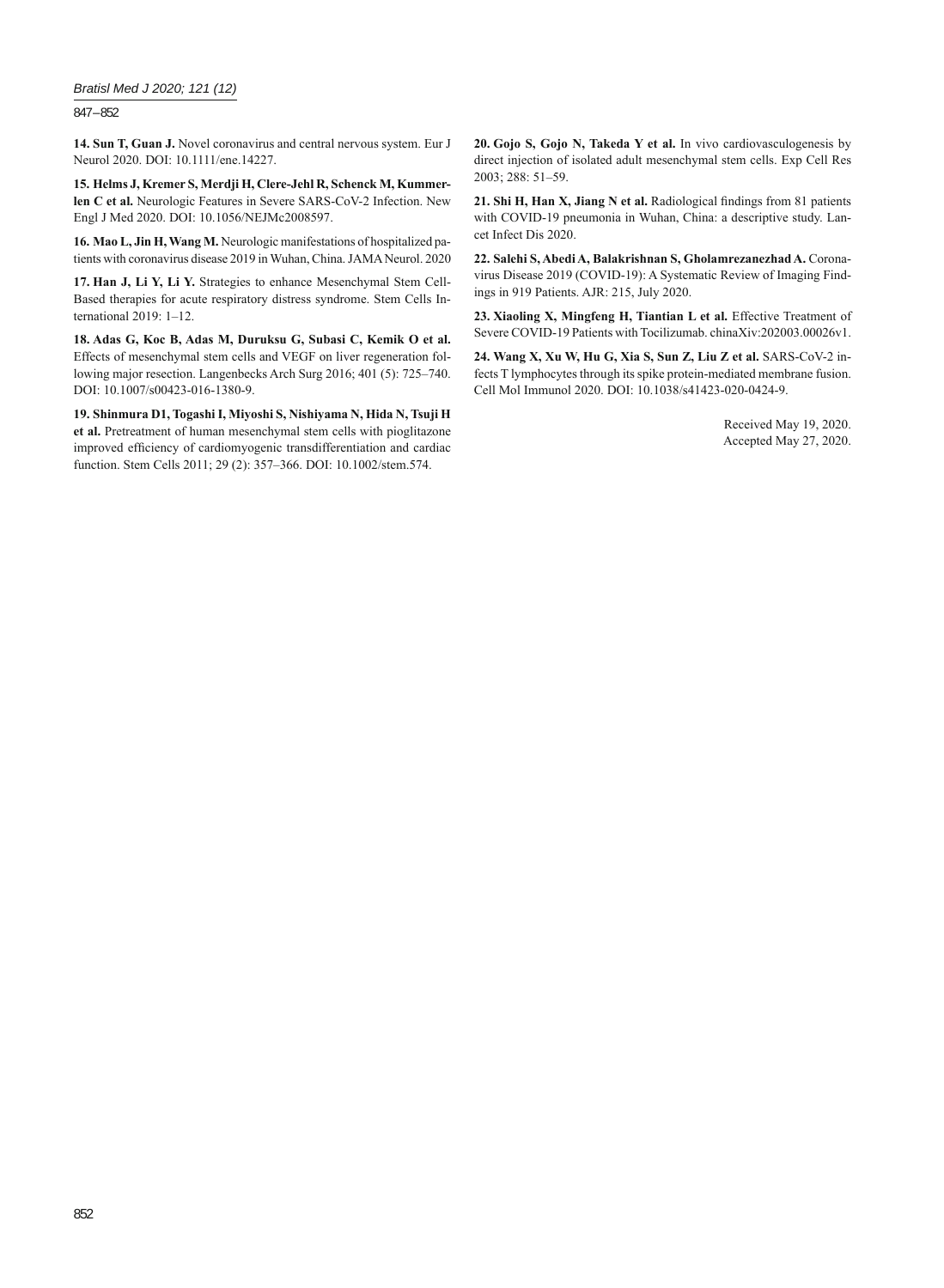**14. Sun T, Guan J.** Novel coronavirus and central nervous system. Eur J Neurol 2020. DOI: 10.1111/ene.14227.

**15. Helms J, Kremer S, Merdji H, Clere-Jehl R, Schenck M, Kummerlen C et al.** Neurologic Features in Severe SARS-CoV-2 Infection. New Engl J Med 2020. DOI: 10.1056/NEJMc2008597.

**16. Mao L, Jin H, Wang M.** Neurologic manifestations of hospitalized patients with coronavirus disease 2019 in Wuhan, China. JAMA Neurol. 2020

**17. Han J, Li Y, Li Y.** Strategies to enhance Mesenchymal Stem Cell-Based therapies for acute respiratory distress syndrome. Stem Cells International 2019: 1–12.

**18. Adas G, Koc B, Adas M, Duruksu G, Subasi C, Kemik O et al.** Effects of mesenchymal stem cells and VEGF on liver regeneration following major resection. Langenbecks Arch Surg 2016; 401 (5): 725–740. DOI: 10.1007/s00423-016-1380-9.

**19. Shinmura D1, Togashi I, Miyoshi S, Nishiyama N, Hida N, Tsuji H et al.** Pretreatment of human mesenchymal stem cells with pioglitazone improved efficiency of cardiomyogenic transdifferentiation and cardiac function. Stem Cells 2011; 29 (2): 357–366. DOI: 10.1002/stem.574.

**20. Gojo S, Gojo N, Takeda Y et al.** In vivo cardiovasculogenesis by direct injection of isolated adult mesenchymal stem cells. Exp Cell Res 2003; 288: 51–59.

**21. Shi H, Han X, Jiang N et al.** Radiological findings from 81 patients with COVID-19 pneumonia in Wuhan, China: a descriptive study. Lancet Infect Dis 2020.

**22. Salehi S, Abedi A, Balakrishnan S, Gholamrezanezhad A.** Coronavirus Disease 2019 (COVID-19): A Systematic Review of Imaging Findings in 919 Patients. AJR: 215, July 2020.

**23. Xiaoling X, Mingfeng H, Tiantian L et al.** Effective Treatment of Severe COVID-19 Patients with Tocilizumab. chinaXiv:202003.00026v1.

**24. Wang X, Xu W, Hu G, Xia S, Sun Z, Liu Z et al.** SARS-CoV-2 infects T lymphocytes through its spike protein-mediated membrane fusion. Cell Mol Immunol 2020. DOI: 10.1038/s41423-020-0424-9.

Received May 19, 2020.
Accepted May 27, 2020.